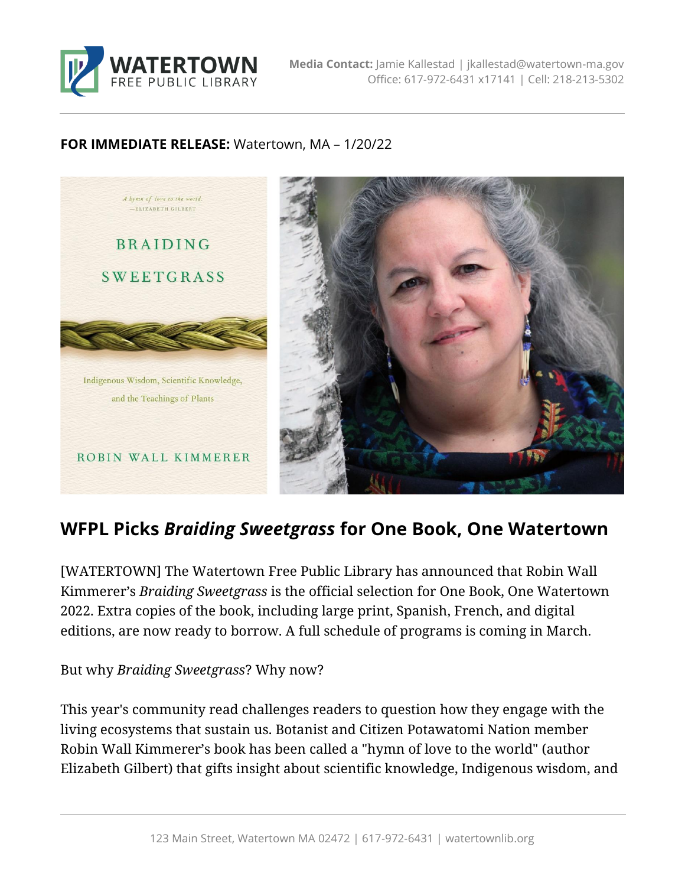**Media Contact:** Jamie Kallestad | jkallestad@watertown-ma.gov
Office: 617-972-6431 x17141 | Cell: 218-213-5302

**FOR IMMEDIATE RELEASE:** Watertown, MA – 1/20/22

## WFPL Picks *Braiding Sweetgrass* for One Book, One Watertown

[WATERTOWN] The Watertown Free Public Library has announced that Robin Wall Kimmerer's *Braiding Sweetgrass* is the official selection for One Book, One Watertown 2022. Extra copies of the book, including large print, Spanish, French, and digital editions, are now ready to borrow. A full schedule of programs is coming in March.

But why *Braiding Sweetgrass*? Why now?

This year's community read challenges readers to question how they engage with the living ecosystems that sustain us. Botanist and Citizen Potawatomi Nation member Robin Wall Kimmerer's book has been called a "hymn of love to the world" (author Elizabeth Gilbert) that gifts insight about scientific knowledge, Indigenous wisdom, and

123 Main Street, Watertown MA 02472 | 617-972-6431 | watertownlib.org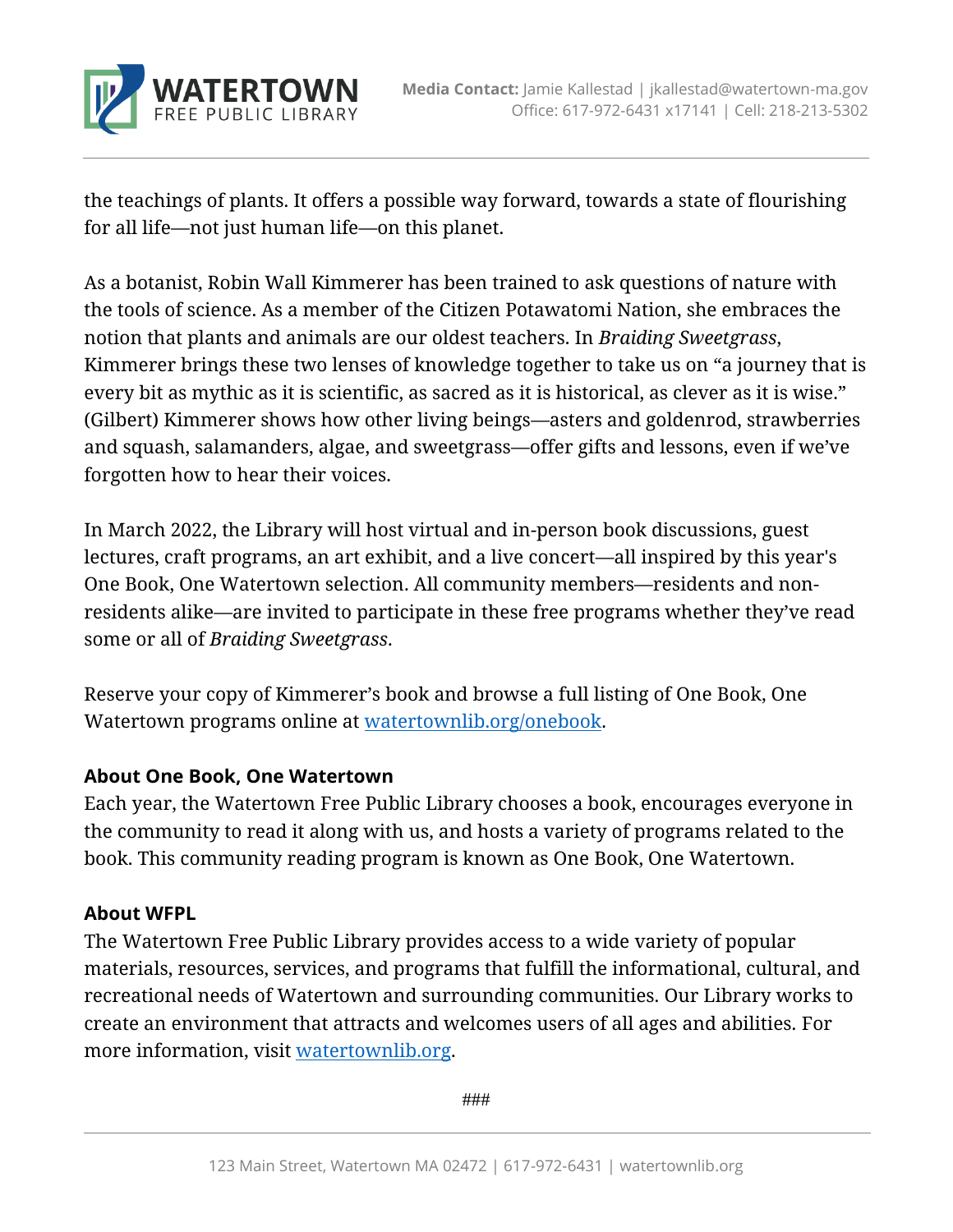the teachings of plants. It offers a possible way forward, towards a state of flourishing for all life—not just human life—on this planet.

As a botanist, Robin Wall Kimmerer has been trained to ask questions of nature with the tools of science. As a member of the Citizen Potawatomi Nation, she embraces the notion that plants and animals are our oldest teachers. In *Braiding Sweetgrass*, Kimmerer brings these two lenses of knowledge together to take us on "a journey that is every bit as mythic as it is scientific, as sacred as it is historical, as clever as it is wise." (Gilbert) Kimmerer shows how other living beings—asters and goldenrod, strawberries and squash, salamanders, algae, and sweetgrass—offer gifts and lessons, even if we've forgotten how to hear their voices.

In March 2022, the Library will host virtual and in-person book discussions, guest lectures, craft programs, an art exhibit, and a live concert—all inspired by this year's One Book, One Watertown selection. All community members—residents and non-residents alike—are invited to participate in these free programs whether they've read some or all of *Braiding Sweetgrass*.

Reserve your copy of Kimmerer's book and browse a full listing of One Book, One Watertown programs online at [watertownlib.org/onebook](watertownlib.org/onebook).

**About One Book, One Watertown**
Each year, the Watertown Free Public Library chooses a book, encourages everyone in the community to read it along with us, and hosts a variety of programs related to the book. This community reading program is known as One Book, One Watertown.

**About WFPL**
The Watertown Free Public Library provides access to a wide variety of popular materials, resources, services, and programs that fulfill the informational, cultural, and recreational needs of Watertown and surrounding communities. Our Library works to create an environment that attracts and welcomes users of all ages and abilities. For more information, visit [watertownlib.org](watertownlib.org).

###